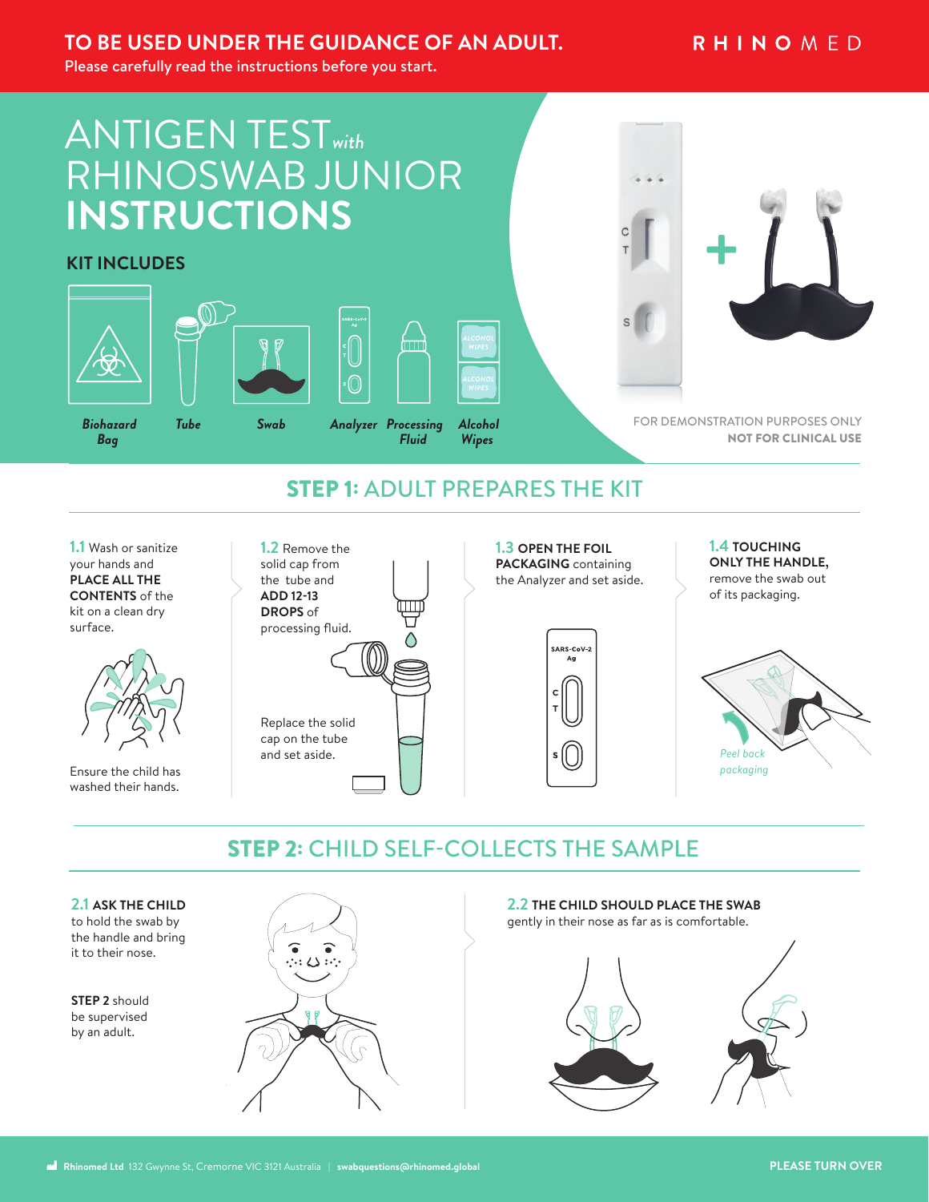**TO BE USED UNDER THE GUIDANCE OF AN ADULT.**
Please carefully read the instructions before you start.

RHINOMED

# ANTIGEN TEST *with* RHINOSWAB JUNIOR **INSTRUCTIONS**

## KIT INCLUDES

*Biohazard Bag* · *Tube* · *Swab* · *Analyzer* · *Processing Fluid* · *Alcohol Wipes*

FOR DEMONSTRATION PURPOSES ONLY
**NOT FOR CLINICAL USE**

## STEP 1: ADULT PREPARES THE KIT

**1.1** Wash or sanitize your hands and **PLACE ALL THE CONTENTS** of the kit on a clean dry surface.

Ensure the child has washed their hands.

**1.2** Remove the solid cap from the tube and **ADD 12-13 DROPS** of processing fluid.

Replace the solid cap on the tube and set aside.

**1.3 OPEN THE FOIL PACKAGING** containing the Analyzer and set aside.

**1.4 TOUCHING ONLY THE HANDLE,** remove the swab out of its packaging.

*Peel back packaging*

## STEP 2: CHILD SELF-COLLECTS THE SAMPLE

**2.1 ASK THE CHILD** to hold the swab by the handle and bring it to their nose.

**STEP 2** should be supervised by an adult.

**2.2 THE CHILD SHOULD PLACE THE SWAB** gently in their nose as far as is comfortable.

Rhinomed Ltd 132 Gwynne St, Cremorne VIC 3121 Australia | swabquestions@rhinomed.global

PLEASE TURN OVER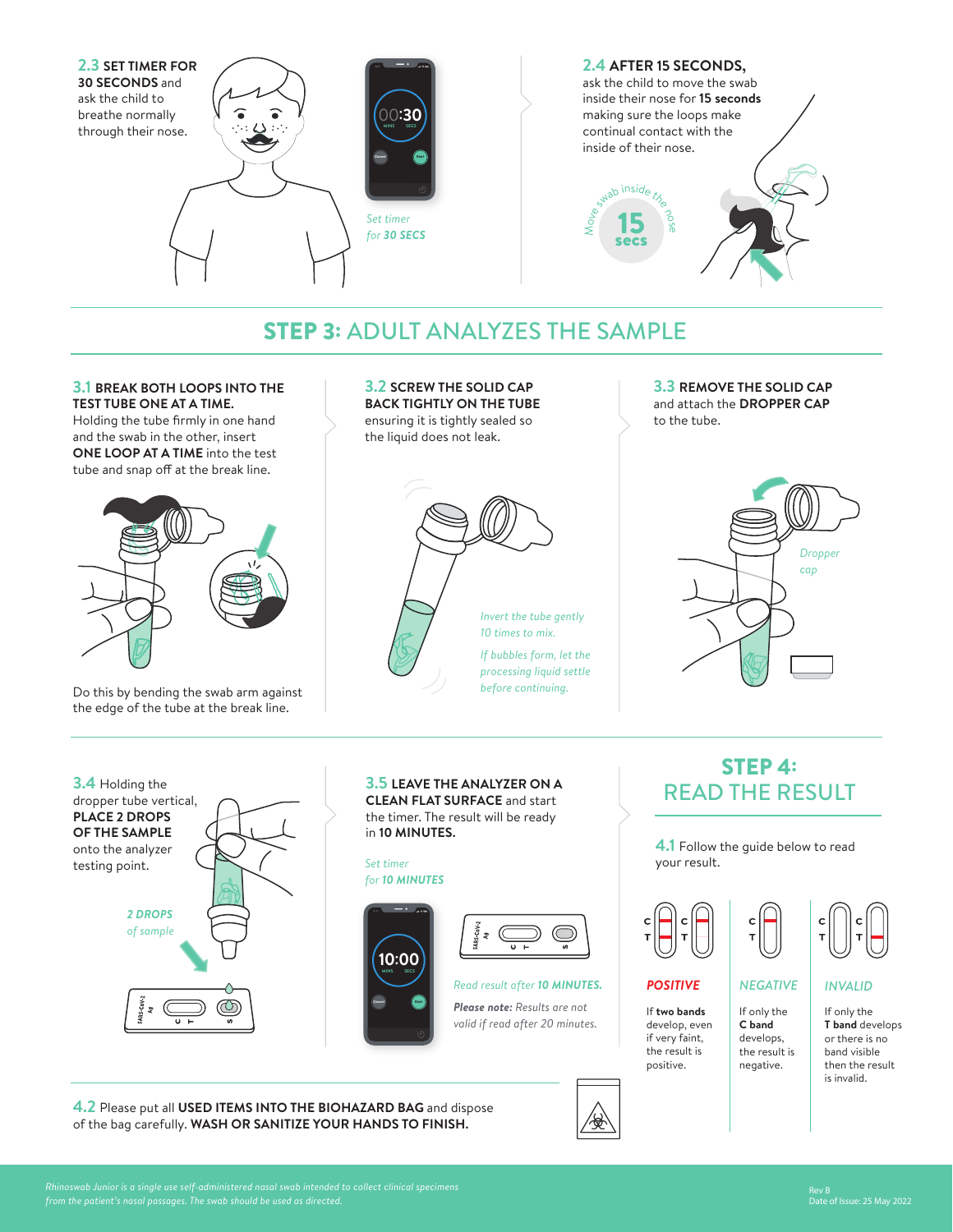**2.3 SET TIMER FOR 30 SECONDS** and ask the child to breathe normally through their nose.

*Set timer for **30 SECS***

**2.4 AFTER 15 SECONDS,** ask the child to move the swab inside their nose for **15 seconds** making sure the loops make continual contact with the inside of their nose.

Move swab inside the nose **15 secs**

## STEP 3: ADULT ANALYZES THE SAMPLE

**3.1 BREAK BOTH LOOPS INTO THE TEST TUBE ONE AT A TIME.** Holding the tube firmly in one hand and the swab in the other, insert **ONE LOOP AT A TIME** into the test tube and snap off at the break line.

Do this by bending the swab arm against the edge of the tube at the break line.

**3.2 SCREW THE SOLID CAP BACK TIGHTLY ON THE TUBE** ensuring it is tightly sealed so the liquid does not leak.

*Invert the tube gently 10 times to mix.*

*If bubbles form, let the processing liquid settle before continuing.*

**3.3 REMOVE THE SOLID CAP** and attach the **DROPPER CAP** to the tube.

*Dropper cap*

**3.4** Holding the dropper tube vertical, **PLACE 2 DROPS OF THE SAMPLE** onto the analyzer testing point.

*2 DROPS of sample*

**3.5 LEAVE THE ANALYZER ON A CLEAN FLAT SURFACE** and start the timer. The result will be ready in **10 MINUTES.**

*Set timer for **10 MINUTES***

*Read result after **10 MINUTES.***

***Please note:** Results are not valid if read after 20 minutes.*

## STEP 4: READ THE RESULT

**4.1** Follow the guide below to read your result.

***POSITIVE***

If **two bands** develop, even if very faint, the result is positive.

***NEGATIVE***

If only the **C band** develops, the result is negative.

***INVALID***

If only the **T band** develops or there is no band visible then the result is invalid.

**4.2** Please put all **USED ITEMS INTO THE BIOHAZARD BAG** and dispose of the bag carefully. **WASH OR SANITIZE YOUR HANDS TO FINISH.**

*Rhinoswab Junior is a single use self-administered nasal swab intended to collect clinical specimens from the patient's nasal passages. The swab should be used as directed.*

Rev B
Date of Issue: 25 May 2022